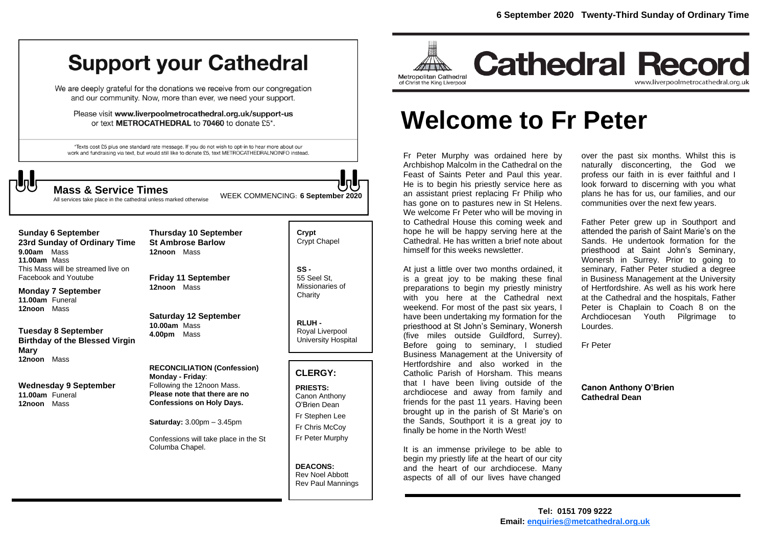# Support your Cathedral

We are deeply grateful for the donations we receive from our congregation and our community. Now, more than ever, we need your support.

Please visit **www.liverpoolmetrocathedral.org.uk/support-us** or text **METROCATHEDRAL** to **70460** to donate £5*.

*Texts cost £5 plus one standard rate message. If you do not wish to opt-in to hear more about our work and fundraising via text, but would still like to donate £5, text METROCATHEDRALNOINFO instead.

## Mass & Service Times

All services take place in the cathedral unless marked otherwise

WEEK COMMENCING: **6 September 2020**

**Sunday 6 September**
**23rd Sunday of Ordinary Time**
**9.00am** Mass
**11.00am** Mass
This Mass will be streamed live on Facebook and Youtube

**Monday 7 September**
**11.00am** Funeral
**12noon** Mass

**Tuesday 8 September**
**Birthday of the Blessed Virgin Mary**
**12noon** Mass

**Wednesday 9 September**
**11.00am** Funeral
**12noon** Mass

**Thursday 10 September**
**St Ambrose Barlow**
**12noon** Mass

**Friday 11 September**
**12noon** Mass

**Saturday 12 September**
**10.00am** Mass
**4.00pm** Mass

**RECONCILIATION (Confession)**
**Monday - Friday**:
Following the 12noon Mass.
**Please note that there are no Confessions on Holy Days.**

**Saturday:** 3.00pm – 3.45pm

Confessions will take place in the St Columba Chapel.

**Crypt**
Crypt Chapel

**SS -**
55 Seel St, Missionaries of Charity

**RLUH -**
Royal Liverpool University Hospital

## CLERGY:

**PRIESTS:**
Canon Anthony O'Brien Dean
Fr Stephen Lee
Fr Chris McCoy
Fr Peter Murphy

**DEACONS:**
Rev Noel Abbott
Rev Paul Mannings

**6 September 2020 Twenty-Third Sunday of Ordinary Time**

Metropolitan Cathedral of Christ the King Liverpool

# Cathedral Record

www.liverpoolmetrocathedral.org.uk

# Welcome to Fr Peter

Fr Peter Murphy was ordained here by Archbishop Malcolm in the Cathedral on the Feast of Saints Peter and Paul this year. He is to begin his priestly service here as an assistant priest replacing Fr Philip who has gone on to pastures new in St Helens. We welcome Fr Peter who will be moving in to Cathedral House this coming week and hope he will be happy serving here at the Cathedral. He has written a brief note about himself for this weeks newsletter.

At just a little over two months ordained, it is a great joy to be making these final preparations to begin my priestly ministry with you here at the Cathedral next weekend. For most of the past six years, I have been undertaking my formation for the priesthood at St John's Seminary, Wonersh (five miles outside Guildford, Surrey). Before going to seminary, I studied Business Management at the University of Hertfordshire and also worked in the Catholic Parish of Horsham. This means that I have been living outside of the archdiocese and away from family and friends for the past 11 years. Having been brought up in the parish of St Marie's on the Sands, Southport it is a great joy to finally be home in the North West!

It is an immense privilege to be able to begin my priestly life at the heart of our city and the heart of our archdiocese. Many aspects of all of our lives have changed over the past six months. Whilst this is naturally disconcerting, the God we profess our faith in is ever faithful and I look forward to discerning with you what plans he has for us, our families, and our communities over the next few years.

Father Peter grew up in Southport and attended the parish of Saint Marie's on the Sands. He undertook formation for the priesthood at Saint John's Seminary, Wonersh in Surrey. Prior to going to seminary, Father Peter studied a degree in Business Management at the University of Hertfordshire. As well as his work here at the Cathedral and the hospitals, Father Peter is Chaplain to Coach 8 on the Archdiocesan Youth Pilgrimage to Lourdes.

Fr Peter

**Canon Anthony O'Brien**
**Cathedral Dean**

**Tel: 0151 709 9222**
**Email: enquiries@metcathedral.org.uk**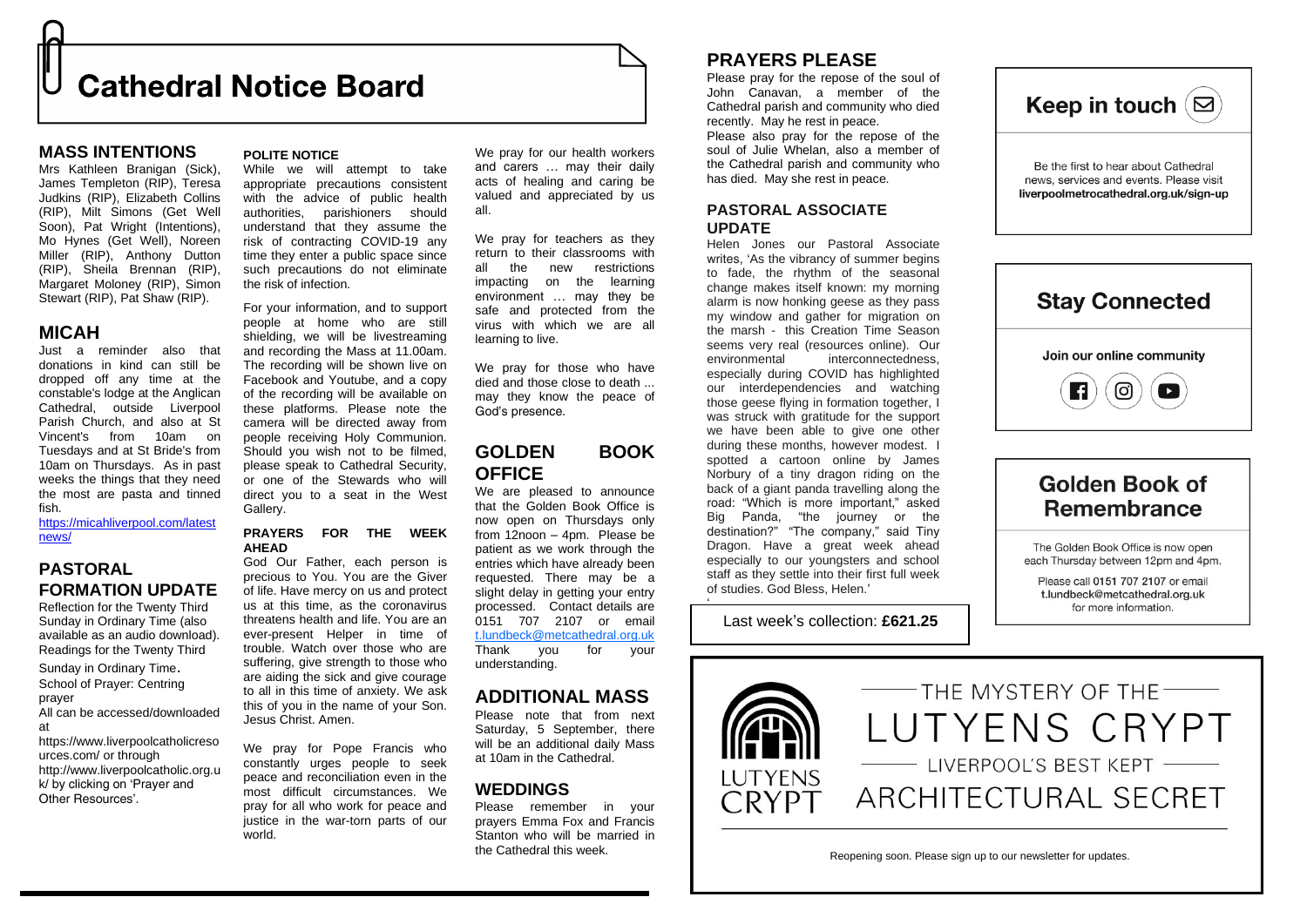# Cathedral Notice Board

## MASS INTENTIONS

Mrs Kathleen Branigan (Sick), James Templeton (RIP), Teresa Judkins (RIP), Elizabeth Collins (RIP), Milt Simons (Get Well Soon), Pat Wright (Intentions), Mo Hynes (Get Well), Noreen Miller (RIP), Anthony Dutton (RIP), Sheila Brennan (RIP), Margaret Moloney (RIP), Simon Stewart (RIP), Pat Shaw (RIP).

## MICAH

Just a reminder also that donations in kind can still be dropped off any time at the constable's lodge at the Anglican Cathedral, outside Liverpool Parish Church, and also at St Vincent's from 10am on Tuesdays and at St Bride's from 10am on Thursdays. As in past weeks the things that they need the most are pasta and tinned fish.

https://micahliverpool.com/latestnews/

## PASTORAL FORMATION UPDATE

Reflection for the Twenty Third Sunday in Ordinary Time (also available as an audio download).
Readings for the Twenty Third Sunday in Ordinary Time.
School of Prayer: Centring prayer
All can be accessed/downloaded at
https://www.liverpoolcatholicresources.com/ or through http://www.liverpoolcatholic.org.uk/ by clicking on 'Prayer and Other Resources'.

### POLITE NOTICE

While we will attempt to take appropriate precautions consistent with the advice of public health authorities, parishioners should understand that they assume the risk of contracting COVID-19 any time they enter a public space since such precautions do not eliminate the risk of infection.

For your information, and to support people at home who are still shielding, we will be livestreaming and recording the Mass at 11.00am. The recording will be shown live on Facebook and Youtube, and a copy of the recording will be available on these platforms. Please note the camera will be directed away from people receiving Holy Communion. Should you wish not to be filmed, please speak to Cathedral Security, or one of the Stewards who will direct you to a seat in the West Gallery.

### PRAYERS FOR THE WEEK AHEAD

God Our Father, each person is precious to You. You are the Giver of life. Have mercy on us and protect us at this time, as the coronavirus threatens health and life. You are an ever-present Helper in time of trouble. Watch over those who are suffering, give strength to those who are aiding the sick and give courage to all in this time of anxiety. We ask this of you in the name of your Son. Jesus Christ. Amen.

We pray for Pope Francis who constantly urges people to seek peace and reconciliation even in the most difficult circumstances. We pray for all who work for peace and justice in the war-torn parts of our world.

We pray for our health workers and carers … may their daily acts of healing and caring be valued and appreciated by us all.

We pray for teachers as they return to their classrooms with all the new restrictions impacting on the learning environment … may they be safe and protected from the virus with which we are all learning to live.

We pray for those who have died and those close to death ... may they know the peace of God's presence.

## GOLDEN BOOK OFFICE

We are pleased to announce that the Golden Book Office is now open on Thursdays only from 12noon – 4pm. Please be patient as we work through the entries which have already been requested. There may be a slight delay in getting your entry processed. Contact details are 0151 707 2107 or email t.lundbeck@metcathedral.org.uk
Thank you for your understanding.

## ADDITIONAL MASS

Please note that from next Saturday, 5 September, there will be an additional daily Mass at 10am in the Cathedral.

## WEDDINGS

Please remember in your prayers Emma Fox and Francis Stanton who will be married in the Cathedral this week.

## PRAYERS PLEASE

Please pray for the repose of the soul of John Canavan, a member of the Cathedral parish and community who died recently. May he rest in peace.
Please also pray for the repose of the soul of Julie Whelan, also a member of the Cathedral parish and community who has died. May she rest in peace.

### PASTORAL ASSOCIATE UPDATE

Helen Jones our Pastoral Associate writes, 'As the vibrancy of summer begins to fade, the rhythm of the seasonal change makes itself known: my morning alarm is now honking geese as they pass my window and gather for migration on the marsh - this Creation Time Season seems very real (resources online). Our environmental interconnectedness, especially during COVID has highlighted our interdependencies and watching those geese flying in formation together, I was struck with gratitude for the support we have been able to give one other during these months, however modest. I spotted a cartoon online by James Norbury of a tiny dragon riding on the back of a giant panda travelling along the road: "Which is more important," asked Big Panda, "the journey or the destination?" "The company," said Tiny Dragon. Have a great week ahead especially to our youngsters and school staff as they settle into their first full week of studies. God Bless, Helen.'

Last week's collection: **£621.25**

## Keep in touch

Be the first to hear about Cathedral news, services and events. Please visit **liverpoolmetrocathedral.org.uk/sign-up**

## Stay Connected

Join our online community

## Golden Book of Remembrance

The Golden Book Office is now open each Thursday between 12pm and 4pm.

Please call 0151 707 2107 or email **t.lundbeck@metcathedral.org.uk** for more information.

LUTYENS CRYPT

THE MYSTERY OF THE LUTYENS CRYPT
LIVERPOOL'S BEST KEPT ARCHITECTURAL SECRET

Reopening soon. Please sign up to our newsletter for updates.